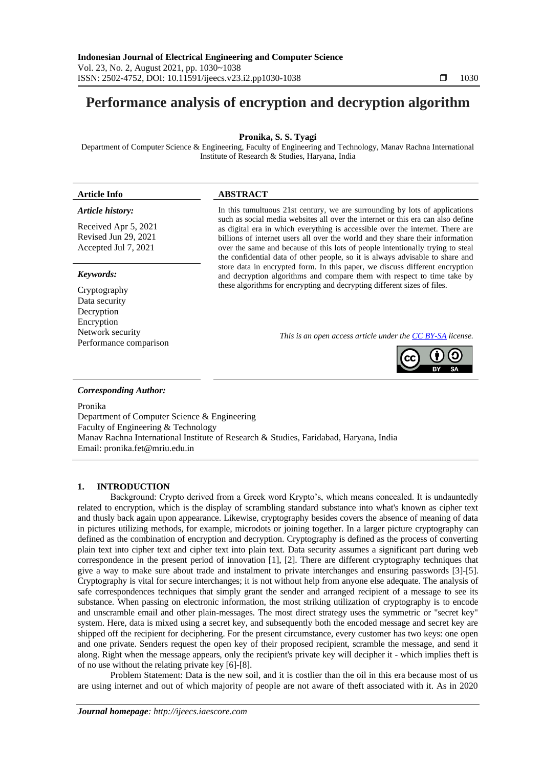# Performance analysis of encryption and decryption algorithm

**Pronika, S. S. Tyagi**

Department of Computer Science & Engineering, Faculty of Engineering and Technology, Manav Rachna International Institute of Research & Studies, Haryana, India

**Article Info**

***Article history:***

Received Apr 5, 2021
Revised Jun 29, 2021
Accepted Jul 7, 2021

***Keywords:***

Cryptography
Data security
Decryption
Encryption
Network security
Performance comparison

**ABSTRACT**

In this tumultuous 21st century, we are surrounding by lots of applications such as social media websites all over the internet or this era can also define as digital era in which everything is accessible over the internet. There are billions of internet users all over the world and they share their information over the same and because of this lots of people intentionally trying to steal the confidential data of other people, so it is always advisable to share and store data in encrypted form. In this paper, we discuss different encryption and decryption algorithms and compare them with respect to time take by these algorithms for encrypting and decrypting different sizes of files.

*This is an open access article under the CC BY-SA license.*

***Corresponding Author:***

Pronika
Department of Computer Science & Engineering
Faculty of Engineering & Technology
Manav Rachna International Institute of Research & Studies, Faridabad, Haryana, India
Email: pronika.fet@mriu.edu.in

## 1. INTRODUCTION

Background: Crypto derived from a Greek word Krypto's, which means concealed. It is undauntedly related to encryption, which is the display of scrambling standard substance into what's known as cipher text and thusly back again upon appearance. Likewise, cryptography besides covers the absence of meaning of data in pictures utilizing methods, for example, microdots or joining together. In a larger picture cryptography can defined as the combination of encryption and decryption. Cryptography is defined as the process of converting plain text into cipher text and cipher text into plain text. Data security assumes a significant part during web correspondence in the present period of innovation [1], [2]. There are different cryptography techniques that give a way to make sure about trade and instalment to private interchanges and ensuring passwords [3]-[5]. Cryptography is vital for secure interchanges; it is not without help from anyone else adequate. The analysis of safe correspondences techniques that simply grant the sender and arranged recipient of a message to see its substance. When passing on electronic information, the most striking utilization of cryptography is to encode and unscramble email and other plain-messages. The most direct strategy uses the symmetric or "secret key" system. Here, data is mixed using a secret key, and subsequently both the encoded message and secret key are shipped off the recipient for deciphering. For the present circumstance, every customer has two keys: one open and one private. Senders request the open key of their proposed recipient, scramble the message, and send it along. Right when the message appears, only the recipient's private key will decipher it - which implies theft is of no use without the relating private key [6]-[8].

Problem Statement: Data is the new soil, and it is costlier than the oil in this era because most of us are using internet and out of which majority of people are not aware of theft associated with it. As in 2020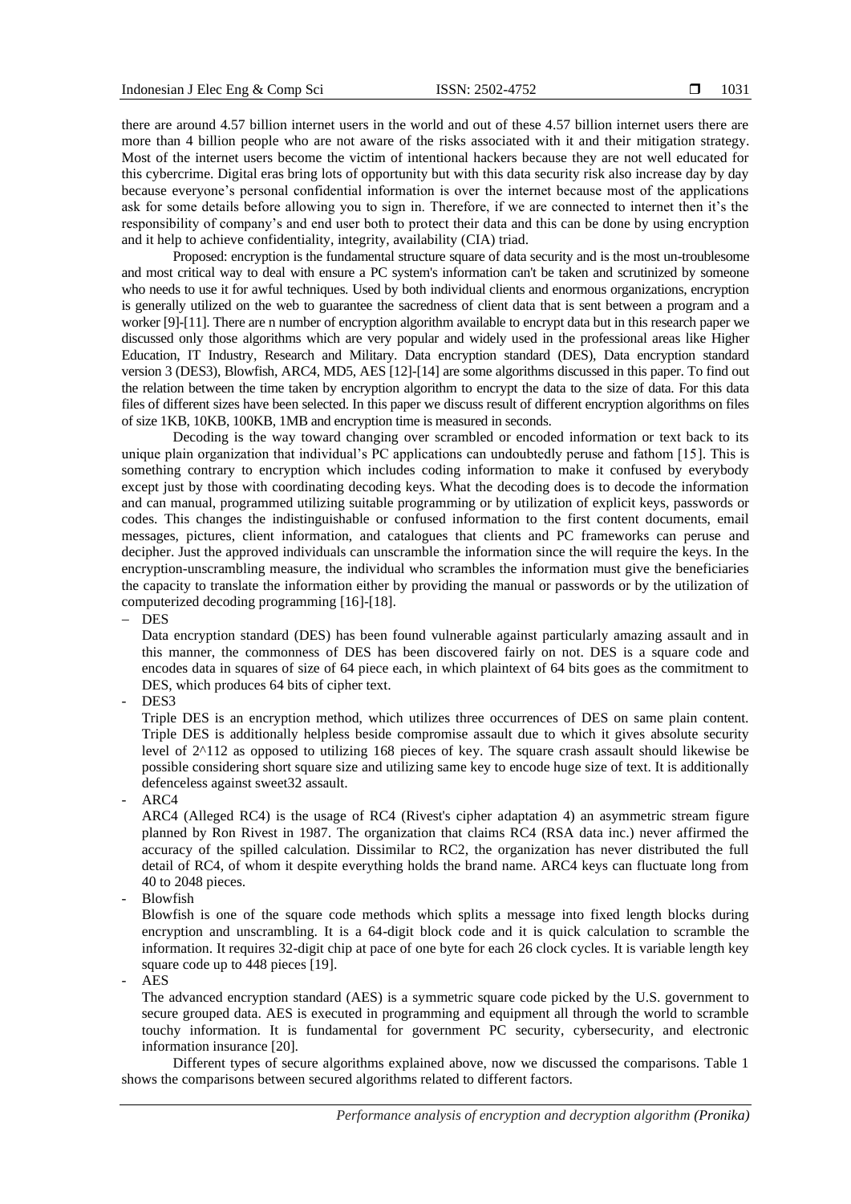there are around 4.57 billion internet users in the world and out of these 4.57 billion internet users there are more than 4 billion people who are not aware of the risks associated with it and their mitigation strategy. Most of the internet users become the victim of intentional hackers because they are not well educated for this cybercrime. Digital eras bring lots of opportunity but with this data security risk also increase day by day because everyone's personal confidential information is over the internet because most of the applications ask for some details before allowing you to sign in. Therefore, if we are connected to internet then it's the responsibility of company's and end user both to protect their data and this can be done by using encryption and it help to achieve confidentiality, integrity, availability (CIA) triad.

Proposed: encryption is the fundamental structure square of data security and is the most un-troublesome and most critical way to deal with ensure a PC system's information can't be taken and scrutinized by someone who needs to use it for awful techniques. Used by both individual clients and enormous organizations, encryption is generally utilized on the web to guarantee the sacredness of client data that is sent between a program and a worker [9]-[11]. There are n number of encryption algorithm available to encrypt data but in this research paper we discussed only those algorithms which are very popular and widely used in the professional areas like Higher Education, IT Industry, Research and Military. Data encryption standard (DES), Data encryption standard version 3 (DES3), Blowfish, ARC4, MD5, AES [12]-[14] are some algorithms discussed in this paper. To find out the relation between the time taken by encryption algorithm to encrypt the data to the size of data. For this data files of different sizes have been selected. In this paper we discuss result of different encryption algorithms on files of size 1KB, 10KB, 100KB, 1MB and encryption time is measured in seconds.

Decoding is the way toward changing over scrambled or encoded information or text back to its unique plain organization that individual's PC applications can undoubtedly peruse and fathom [15]. This is something contrary to encryption which includes coding information to make it confused by everybody except just by those with coordinating decoding keys. What the decoding does is to decode the information and can manual, programmed utilizing suitable programming or by utilization of explicit keys, passwords or codes. This changes the indistinguishable or confused information to the first content documents, email messages, pictures, client information, and catalogues that clients and PC frameworks can peruse and decipher. Just the approved individuals can unscramble the information since the will require the keys. In the encryption-unscrambling measure, the individual who scrambles the information must give the beneficiaries the capacity to translate the information either by providing the manual or passwords or by the utilization of computerized decoding programming [16]-[18].

- DES

  Data encryption standard (DES) has been found vulnerable against particularly amazing assault and in this manner, the commonness of DES has been discovered fairly on not. DES is a square code and encodes data in squares of size of 64 piece each, in which plaintext of 64 bits goes as the commitment to DES, which produces 64 bits of cipher text.

- DES3

  Triple DES is an encryption method, which utilizes three occurrences of DES on same plain content. Triple DES is additionally helpless beside compromise assault due to which it gives absolute security level of 2^112 as opposed to utilizing 168 pieces of key. The square crash assault should likewise be possible considering short square size and utilizing same key to encode huge size of text. It is additionally defenceless against sweet32 assault.

- ARC4

  ARC4 (Alleged RC4) is the usage of RC4 (Rivest's cipher adaptation 4) an asymmetric stream figure planned by Ron Rivest in 1987. The organization that claims RC4 (RSA data inc.) never affirmed the accuracy of the spilled calculation. Dissimilar to RC2, the organization has never distributed the full detail of RC4, of whom it despite everything holds the brand name. ARC4 keys can fluctuate long from 40 to 2048 pieces.

- Blowfish

  Blowfish is one of the square code methods which splits a message into fixed length blocks during encryption and unscrambling. It is a 64-digit block code and it is quick calculation to scramble the information. It requires 32-digit chip at pace of one byte for each 26 clock cycles. It is variable length key square code up to 448 pieces [19].

- AES

  The advanced encryption standard (AES) is a symmetric square code picked by the U.S. government to secure grouped data. AES is executed in programming and equipment all through the world to scramble touchy information. It is fundamental for government PC security, cybersecurity, and electronic information insurance [20].

Different types of secure algorithms explained above, now we discussed the comparisons. Table 1 shows the comparisons between secured algorithms related to different factors.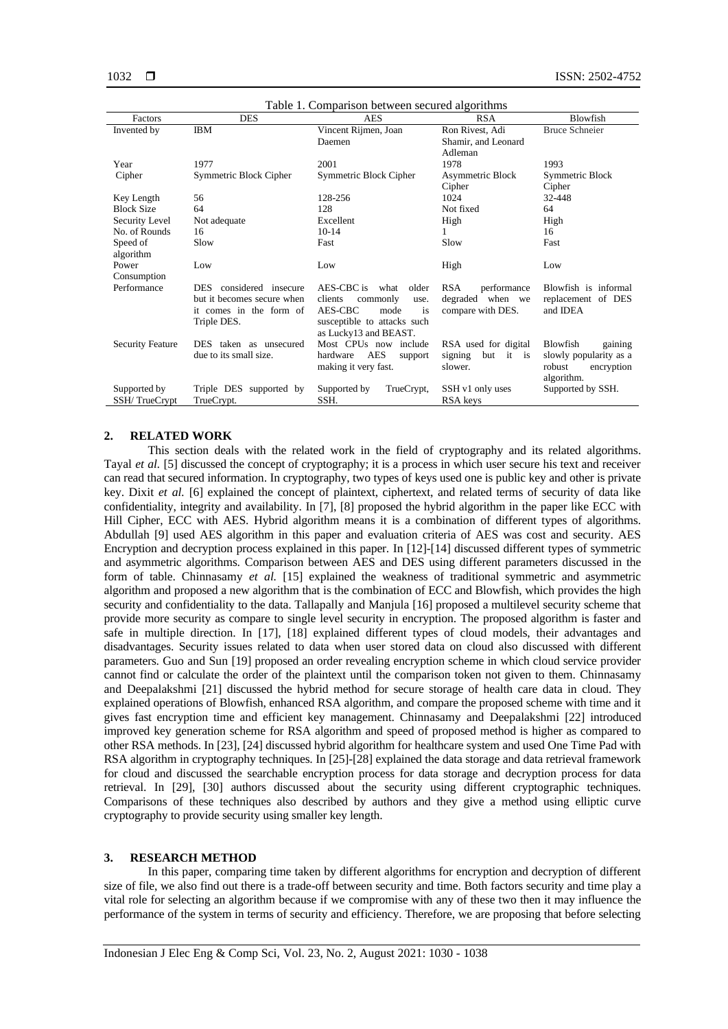Table 1. Comparison between secured algorithms

| Factors | DES | AES | RSA | Blowfish |
|---|---|---|---|---|
| Invented by | IBM | Vincent Rijmen, Joan Daemen | Ron Rivest, Adi Shamir, and Leonard Adleman | Bruce Schneier |
| Year | 1977 | 2001 | 1978 | 1993 |
| Cipher | Symmetric Block Cipher | Symmetric Block Cipher | Asymmetric Block Cipher | Symmetric Block Cipher |
| Key Length | 56 | 128-256 | 1024 | 32-448 |
| Block Size | 64 | 128 | Not fixed | 64 |
| Security Level | Not adequate | Excellent | High | High |
| No. of Rounds | 16 | 10-14 | 1 | 16 |
| Speed of algorithm | Slow | Fast | Slow | Fast |
| Power Consumption | Low | Low | High | Low |
| Performance | DES considered insecure but it becomes secure when it comes in the form of Triple DES. | AES-CBC is what older clients commonly use. AES-CBC mode is susceptible to attacks such as Lucky13 and BEAST. | RSA performance degraded when we compare with DES. | Blowfish is informal replacement of DES and IDEA |
| Security Feature | DES taken as unsecured due to its small size. | Most CPUs now include hardware AES support making it very fast. | RSA used for digital signing but it is slower. | Blowfish gaining slowly popularity as a robust encryption algorithm. |
| Supported by SSH/ TrueCrypt | Triple DES supported by TrueCrypt. | Supported by TrueCrypt, SSH. | SSH v1 only uses RSA keys | Supported by SSH. |

## 2. RELATED WORK

This section deals with the related work in the field of cryptography and its related algorithms. Tayal *et al.* [5] discussed the concept of cryptography; it is a process in which user secure his text and receiver can read that secured information. In cryptography, two types of keys used one is public key and other is private key. Dixit *et al.* [6] explained the concept of plaintext, ciphertext, and related terms of security of data like confidentiality, integrity and availability. In [7], [8] proposed the hybrid algorithm in the paper like ECC with Hill Cipher, ECC with AES. Hybrid algorithm means it is a combination of different types of algorithms. Abdullah [9] used AES algorithm in this paper and evaluation criteria of AES was cost and security. AES Encryption and decryption process explained in this paper. In [12]-[14] discussed different types of symmetric and asymmetric algorithms. Comparison between AES and DES using different parameters discussed in the form of table. Chinnasamy *et al.* [15] explained the weakness of traditional symmetric and asymmetric algorithm and proposed a new algorithm that is the combination of ECC and Blowfish, which provides the high security and confidentiality to the data. Tallapally and Manjula [16] proposed a multilevel security scheme that provide more security as compare to single level security in encryption. The proposed algorithm is faster and safe in multiple direction. In [17], [18] explained different types of cloud models, their advantages and disadvantages. Security issues related to data when user stored data on cloud also discussed with different parameters. Guo and Sun [19] proposed an order revealing encryption scheme in which cloud service provider cannot find or calculate the order of the plaintext until the comparison token not given to them. Chinnasamy and Deepalakshmi [21] discussed the hybrid method for secure storage of health care data in cloud. They explained operations of Blowfish, enhanced RSA algorithm, and compare the proposed scheme with time and it gives fast encryption time and efficient key management. Chinnasamy and Deepalakshmi [22] introduced improved key generation scheme for RSA algorithm and speed of proposed method is higher as compared to other RSA methods. In [23], [24] discussed hybrid algorithm for healthcare system and used One Time Pad with RSA algorithm in cryptography techniques. In [25]-[28] explained the data storage and data retrieval framework for cloud and discussed the searchable encryption process for data storage and decryption process for data retrieval. In [29], [30] authors discussed about the security using different cryptographic techniques. Comparisons of these techniques also described by authors and they give a method using elliptic curve cryptography to provide security using smaller key length.

## 3. RESEARCH METHOD

In this paper, comparing time taken by different algorithms for encryption and decryption of different size of file, we also find out there is a trade-off between security and time. Both factors security and time play a vital role for selecting an algorithm because if we compromise with any of these two then it may influence the performance of the system in terms of security and efficiency. Therefore, we are proposing that before selecting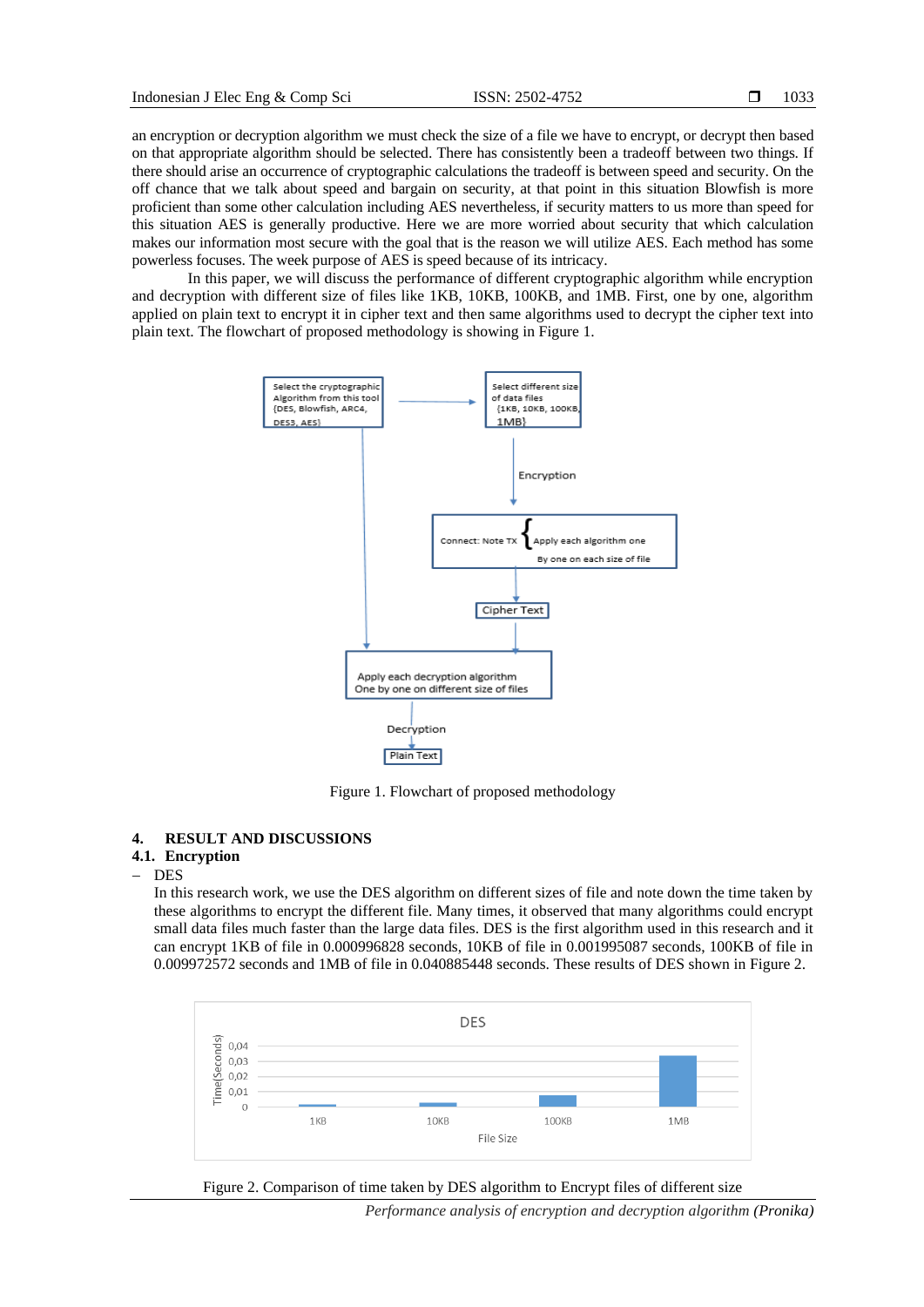an encryption or decryption algorithm we must check the size of a file we have to encrypt, or decrypt then based on that appropriate algorithm should be selected. There has consistently been a tradeoff between two things. If there should arise an occurrence of cryptographic calculations the tradeoff is between speed and security. On the off chance that we talk about speed and bargain on security, at that point in this situation Blowfish is more proficient than some other calculation including AES nevertheless, if security matters to us more than speed for this situation AES is generally productive. Here we are more worried about security that which calculation makes our information most secure with the goal that is the reason we will utilize AES. Each method has some powerless focuses. The week purpose of AES is speed because of its intricacy.

In this paper, we will discuss the performance of different cryptographic algorithm while encryption and decryption with different size of files like 1KB, 10KB, 100KB, and 1MB. First, one by one, algorithm applied on plain text to encrypt it in cipher text and then same algorithms used to decrypt the cipher text into plain text. The flowchart of proposed methodology is showing in Figure 1.

Figure 1. Flowchart of proposed methodology

## 4. RESULT AND DISCUSSIONS

### 4.1. Encryption

– DES

In this research work, we use the DES algorithm on different sizes of file and note down the time taken by these algorithms to encrypt the different file. Many times, it observed that many algorithms could encrypt small data files much faster than the large data files. DES is the first algorithm used in this research and it can encrypt 1KB of file in 0.000996828 seconds, 10KB of file in 0.001995087 seconds, 100KB of file in 0.009972572 seconds and 1MB of file in 0.040885448 seconds. These results of DES shown in Figure 2.

Figure 2. Comparison of time taken by DES algorithm to Encrypt files of different size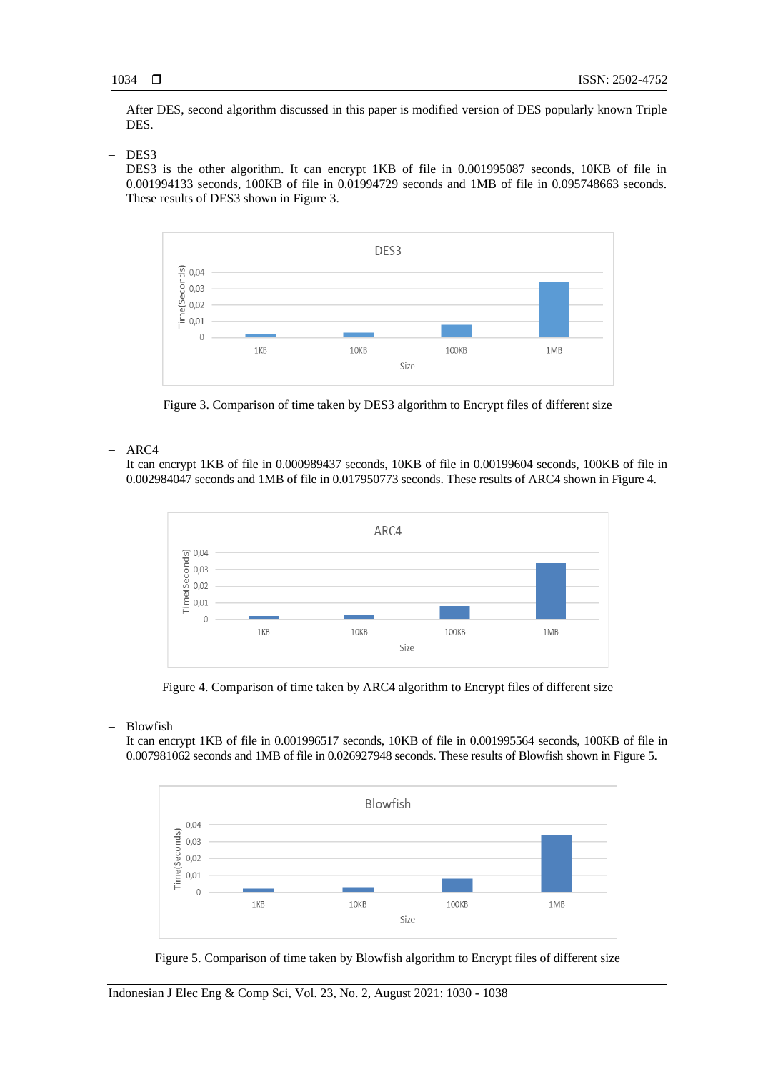After DES, second algorithm discussed in this paper is modified version of DES popularly known Triple DES.

- DES3

  DES3 is the other algorithm. It can encrypt 1KB of file in 0.001995087 seconds, 10KB of file in 0.001994133 seconds, 100KB of file in 0.01994729 seconds and 1MB of file in 0.095748663 seconds. These results of DES3 shown in Figure 3.

Figure 3. Comparison of time taken by DES3 algorithm to Encrypt files of different size

- ARC4

  It can encrypt 1KB of file in 0.000989437 seconds, 10KB of file in 0.00199604 seconds, 100KB of file in 0.002984047 seconds and 1MB of file in 0.017950773 seconds. These results of ARC4 shown in Figure 4.

Figure 4. Comparison of time taken by ARC4 algorithm to Encrypt files of different size

- Blowfish

  It can encrypt 1KB of file in 0.001996517 seconds, 10KB of file in 0.001995564 seconds, 100KB of file in 0.007981062 seconds and 1MB of file in 0.026927948 seconds. These results of Blowfish shown in Figure 5.

Figure 5. Comparison of time taken by Blowfish algorithm to Encrypt files of different size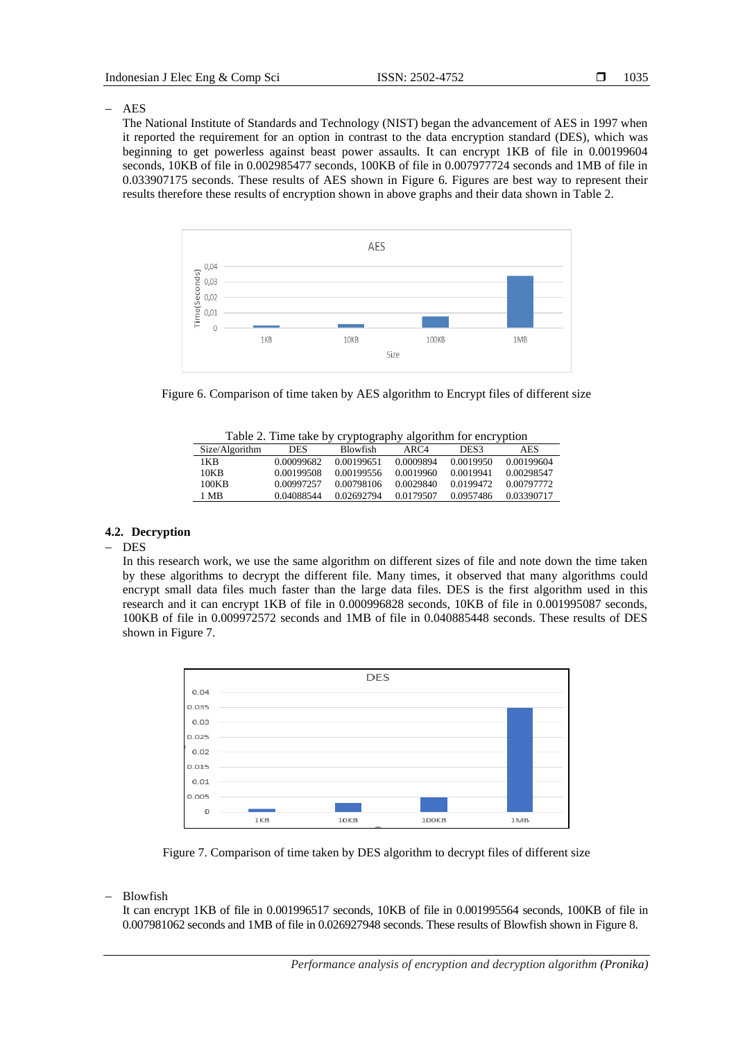- AES

  The National Institute of Standards and Technology (NIST) began the advancement of AES in 1997 when it reported the requirement for an option in contrast to the data encryption standard (DES), which was beginning to get powerless against beast power assaults. It can encrypt 1KB of file in 0.00199604 seconds, 10KB of file in 0.002985477 seconds, 100KB of file in 0.007977724 seconds and 1MB of file in 0.033907175 seconds. These results of AES shown in Figure 6. Figures are best way to represent their results therefore these results of encryption shown in above graphs and their data shown in Table 2.

Figure 6. Comparison of time taken by AES algorithm to Encrypt files of different size

Table 2. Time take by cryptography algorithm for encryption

| Size/Algorithm | DES | Blowfish | ARC4 | DES3 | AES |
|---|---|---|---|---|---|
| 1KB | 0.00099682 | 0.00199651 | 0.0009894 | 0.0019950 | 0.00199604 |
| 10KB | 0.00199508 | 0.00199556 | 0.0019960 | 0.0019941 | 0.00298547 |
| 100KB | 0.00997257 | 0.00798106 | 0.0029840 | 0.0199472 | 0.00797772 |
| 1 MB | 0.04088544 | 0.02692794 | 0.0179507 | 0.0957486 | 0.03390717 |

### 4.2. Decryption

- DES

  In this research work, we use the same algorithm on different sizes of file and note down the time taken by these algorithms to decrypt the different file. Many times, it observed that many algorithms could encrypt small data files much faster than the large data files. DES is the first algorithm used in this research and it can encrypt 1KB of file in 0.000996828 seconds, 10KB of file in 0.001995087 seconds, 100KB of file in 0.009972572 seconds and 1MB of file in 0.040885448 seconds. These results of DES shown in Figure 7.

Figure 7. Comparison of time taken by DES algorithm to decrypt files of different size

- Blowfish

  It can encrypt 1KB of file in 0.001996517 seconds, 10KB of file in 0.001995564 seconds, 100KB of file in 0.007981062 seconds and 1MB of file in 0.026927948 seconds. These results of Blowfish shown in Figure 8.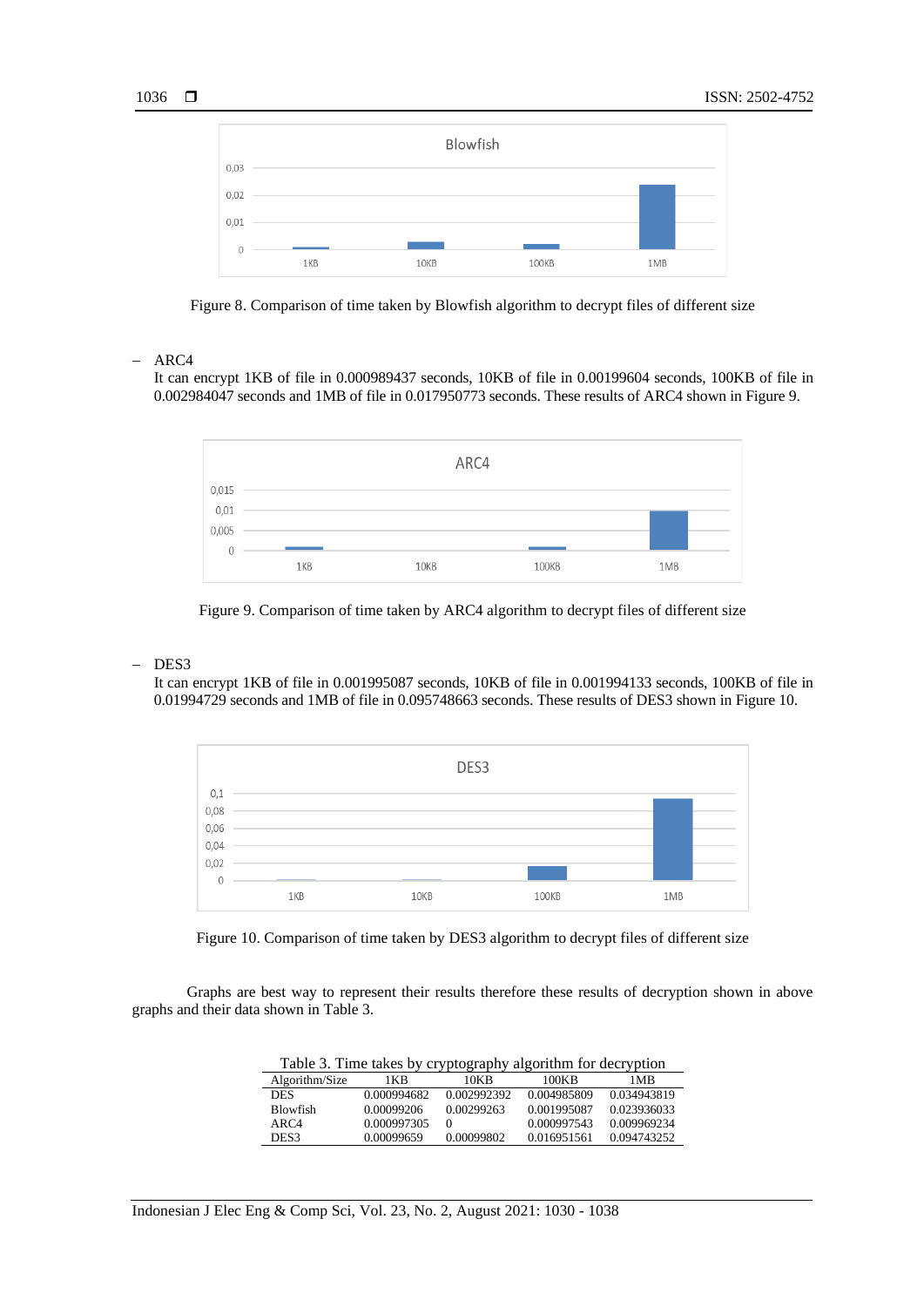Figure 8. Comparison of time taken by Blowfish algorithm to decrypt files of different size

- ARC4

  It can encrypt 1KB of file in 0.000989437 seconds, 10KB of file in 0.00199604 seconds, 100KB of file in 0.002984047 seconds and 1MB of file in 0.017950773 seconds. These results of ARC4 shown in Figure 9.

Figure 9. Comparison of time taken by ARC4 algorithm to decrypt files of different size

- DES3

  It can encrypt 1KB of file in 0.001995087 seconds, 10KB of file in 0.001994133 seconds, 100KB of file in 0.01994729 seconds and 1MB of file in 0.095748663 seconds. These results of DES3 shown in Figure 10.

Figure 10. Comparison of time taken by DES3 algorithm to decrypt files of different size

Graphs are best way to represent their results therefore these results of decryption shown in above graphs and their data shown in Table 3.

Table 3. Time takes by cryptography algorithm for decryption

| Algorithm/Size | 1KB | 10KB | 100KB | 1MB |
|---|---|---|---|---|
| DES | 0.000994682 | 0.002992392 | 0.004985809 | 0.034943819 |
| Blowfish | 0.00099206 | 0.00299263 | 0.001995087 | 0.023936033 |
| ARC4 | 0.000997305 | 0 | 0.000997543 | 0.009969234 |
| DES3 | 0.00099659 | 0.00099802 | 0.016951561 | 0.094743252 |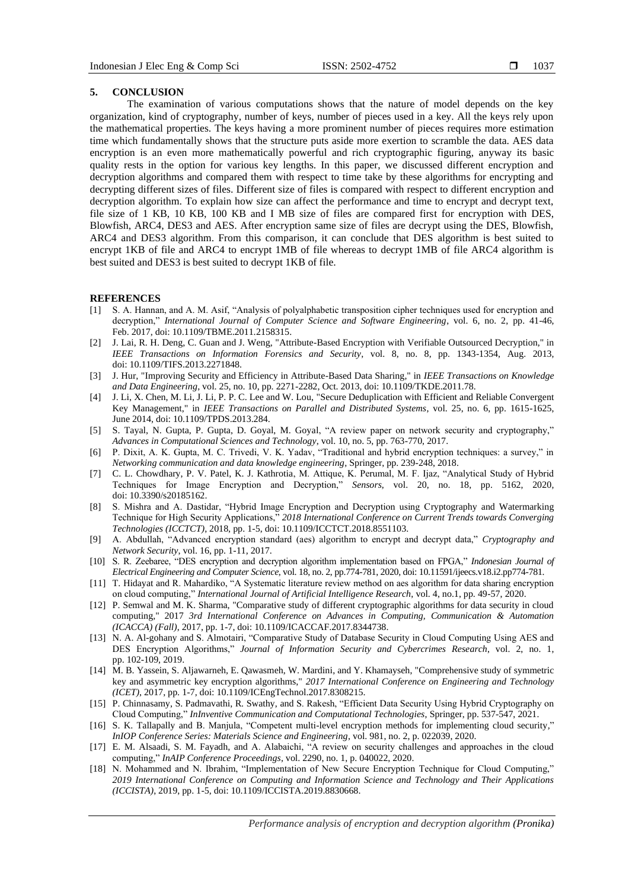## 5. CONCLUSION

The examination of various computations shows that the nature of model depends on the key organization, kind of cryptography, number of keys, number of pieces used in a key. All the keys rely upon the mathematical properties. The keys having a more prominent number of pieces requires more estimation time which fundamentally shows that the structure puts aside more exertion to scramble the data. AES data encryption is an even more mathematically powerful and rich cryptographic figuring, anyway its basic quality rests in the option for various key lengths. In this paper, we discussed different encryption and decryption algorithms and compared them with respect to time take by these algorithms for encrypting and decrypting different sizes of files. Different size of files is compared with respect to different encryption and decryption algorithm. To explain how size can affect the performance and time to encrypt and decrypt text, file size of 1 KB, 10 KB, 100 KB and I MB size of files are compared first for encryption with DES, Blowfish, ARC4, DES3 and AES. After encryption same size of files are decrypt using the DES, Blowfish, ARC4 and DES3 algorithm. From this comparison, it can conclude that DES algorithm is best suited to encrypt 1KB of file and ARC4 to encrypt 1MB of file whereas to decrypt 1MB of file ARC4 algorithm is best suited and DES3 is best suited to decrypt 1KB of file.

## REFERENCES

[1] S. A. Hannan, and A. M. Asif, "Analysis of polyalphabetic transposition cipher techniques used for encryption and decryption," *International Journal of Computer Science and Software Engineering*, vol. 6, no. 2, pp. 41-46, Feb. 2017, doi: 10.1109/TBME.2011.2158315.

[2] J. Lai, R. H. Deng, C. Guan and J. Weng, "Attribute-Based Encryption with Verifiable Outsourced Decryption," in *IEEE Transactions on Information Forensics and Security*, vol. 8, no. 8, pp. 1343-1354, Aug. 2013, doi: 10.1109/TIFS.2013.2271848.

[3] J. Hur, "Improving Security and Efficiency in Attribute-Based Data Sharing," in *IEEE Transactions on Knowledge and Data Engineering*, vol. 25, no. 10, pp. 2271-2282, Oct. 2013, doi: 10.1109/TKDE.2011.78.

[4] J. Li, X. Chen, M. Li, J. Li, P. P. C. Lee and W. Lou, "Secure Deduplication with Efficient and Reliable Convergent Key Management," in *IEEE Transactions on Parallel and Distributed Systems*, vol. 25, no. 6, pp. 1615-1625, June 2014, doi: 10.1109/TPDS.2013.284.

[5] S. Tayal, N. Gupta, P. Gupta, D. Goyal, M. Goyal, "A review paper on network security and cryptography," *Advances in Computational Sciences and Technology*, vol. 10, no. 5, pp. 763-770, 2017.

[6] P. Dixit, A. K. Gupta, M. C. Trivedi, V. K. Yadav, "Traditional and hybrid encryption techniques: a survey," in *Networking communication and data knowledge engineering*, Springer, pp. 239-248, 2018.

[7] C. L. Chowdhary, P. V. Patel, K. J. Kathrotia, M. Attique, K. Perumal, M. F. Ijaz, "Analytical Study of Hybrid Techniques for Image Encryption and Decryption," *Sensors*, vol. 20, no. 18, pp. 5162, 2020, doi: 10.3390/s20185162.

[8] S. Mishra and A. Dastidar, "Hybrid Image Encryption and Decryption using Cryptography and Watermarking Technique for High Security Applications," *2018 International Conference on Current Trends towards Converging Technologies (ICCTCT)*, 2018, pp. 1-5, doi: 10.1109/ICCTCT.2018.8551103.

[9] A. Abdullah, "Advanced encryption standard (aes) algorithm to encrypt and decrypt data," *Cryptography and Network Security*, vol. 16, pp. 1-11, 2017.

[10] S. R. Zeebaree, "DES encryption and decryption algorithm implementation based on FPGA," *Indonesian Journal of Electrical Engineering and Computer Science*, vol. 18, no. 2, pp.774-781, 2020, doi: 10.11591/ijeecs.v18.i2.pp774-781.

[11] T. Hidayat and R. Mahardiko, "A Systematic literature review method on aes algorithm for data sharing encryption on cloud computing," *International Journal of Artificial Intelligence Research*, vol. 4, no.1, pp. 49-57, 2020.

[12] P. Semwal and M. K. Sharma, "Comparative study of different cryptographic algorithms for data security in cloud computing," 2017 *3rd International Conference on Advances in Computing, Communication & Automation (ICACCA) (Fall)*, 2017, pp. 1-7, doi: 10.1109/ICACCAF.2017.8344738.

[13] N. A. Al-gohany and S. Almotairi, "Comparative Study of Database Security in Cloud Computing Using AES and DES Encryption Algorithms," *Journal of Information Security and Cybercrimes Research*, vol. 2, no. 1, pp. 102-109, 2019.

[14] M. B. Yassein, S. Aljawarneh, E. Qawasmeh, W. Mardini, and Y. Khamayseh, "Comprehensive study of symmetric key and asymmetric key encryption algorithms," *2017 International Conference on Engineering and Technology (ICET)*, 2017, pp. 1-7, doi: 10.1109/ICEngTechnol.2017.8308215.

[15] P. Chinnasamy, S. Padmavathi, R. Swathy, and S. Rakesh, "Efficient Data Security Using Hybrid Cryptography on Cloud Computing," *InInventive Communication and Computational Technologies*, Springer, pp. 537-547, 2021.

[16] S. K. Tallapally and B. Manjula, "Competent multi-level encryption methods for implementing cloud security," *InIOP Conference Series: Materials Science and Engineering*, vol. 981, no. 2, p. 022039, 2020.

[17] E. M. Alsaadi, S. M. Fayadh, and A. Alabaichi, "A review on security challenges and approaches in the cloud computing," *InAIP Conference Proceedings*, vol. 2290, no. 1, p. 040022, 2020.

[18] N. Mohammed and N. Ibrahim, "Implementation of New Secure Encryption Technique for Cloud Computing," *2019 International Conference on Computing and Information Science and Technology and Their Applications (ICCISTA)*, 2019, pp. 1-5, doi: 10.1109/ICCISTA.2019.8830668.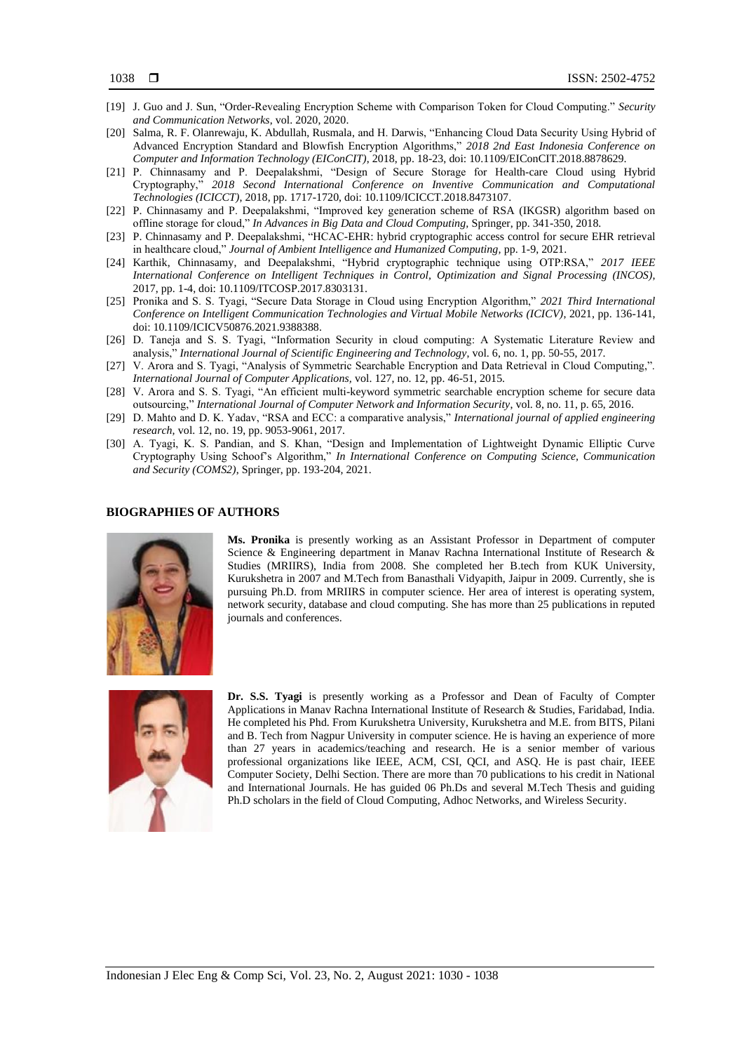[19] J. Guo and J. Sun, "Order-Revealing Encryption Scheme with Comparison Token for Cloud Computing." *Security and Communication Networks*, vol. 2020, 2020.

[20] Salma, R. F. Olanrewaju, K. Abdullah, Rusmala, and H. Darwis, "Enhancing Cloud Data Security Using Hybrid of Advanced Encryption Standard and Blowfish Encryption Algorithms," *2018 2nd East Indonesia Conference on Computer and Information Technology (EIConCIT)*, 2018, pp. 18-23, doi: 10.1109/EIConCIT.2018.8878629.

[21] P. Chinnasamy and P. Deepalakshmi, "Design of Secure Storage for Health-care Cloud using Hybrid Cryptography," *2018 Second International Conference on Inventive Communication and Computational Technologies (ICICCT)*, 2018, pp. 1717-1720, doi: 10.1109/ICICCT.2018.8473107.

[22] P. Chinnasamy and P. Deepalakshmi, "Improved key generation scheme of RSA (IKGSR) algorithm based on offline storage for cloud," *In Advances in Big Data and Cloud Computing*, Springer, pp. 341-350, 2018.

[23] P. Chinnasamy and P. Deepalakshmi, "HCAC-EHR: hybrid cryptographic access control for secure EHR retrieval in healthcare cloud," *Journal of Ambient Intelligence and Humanized Computing*, pp. 1-9, 2021.

[24] Karthik, Chinnasamy, and Deepalakshmi, "Hybrid cryptographic technique using OTP:RSA," *2017 IEEE International Conference on Intelligent Techniques in Control, Optimization and Signal Processing (INCOS)*, 2017, pp. 1-4, doi: 10.1109/ITCOSP.2017.8303131.

[25] Pronika and S. S. Tyagi, "Secure Data Storage in Cloud using Encryption Algorithm," *2021 Third International Conference on Intelligent Communication Technologies and Virtual Mobile Networks (ICICV)*, 2021, pp. 136-141, doi: 10.1109/ICICV50876.2021.9388388.

[26] D. Taneja and S. S. Tyagi, "Information Security in cloud computing: A Systematic Literature Review and analysis," *International Journal of Scientific Engineering and Technology*, vol. 6, no. 1, pp. 50-55, 2017.

[27] V. Arora and S. Tyagi, "Analysis of Symmetric Searchable Encryption and Data Retrieval in Cloud Computing,". *International Journal of Computer Applications*, vol. 127, no. 12, pp. 46-51, 2015.

[28] V. Arora and S. S. Tyagi, "An efficient multi-keyword symmetric searchable encryption scheme for secure data outsourcing," *International Journal of Computer Network and Information Security*, vol. 8, no. 11, p. 65, 2016.

[29] D. Mahto and D. K. Yadav, "RSA and ECC: a comparative analysis," *International journal of applied engineering research*, vol. 12, no. 19, pp. 9053-9061, 2017.

[30] A. Tyagi, K. S. Pandian, and S. Khan, "Design and Implementation of Lightweight Dynamic Elliptic Curve Cryptography Using Schoof's Algorithm," *In International Conference on Computing Science, Communication and Security (COMS2)*, Springer, pp. 193-204, 2021.

## BIOGRAPHIES OF AUTHORS

**Ms. Pronika** is presently working as an Assistant Professor in Department of computer Science & Engineering department in Manav Rachna International Institute of Research & Studies (MRIIRS), India from 2008. She completed her B.tech from KUK University, Kurukshetra in 2007 and M.Tech from Banasthali Vidyapith, Jaipur in 2009. Currently, she is pursuing Ph.D. from MRIIRS in computer science. Her area of interest is operating system, network security, database and cloud computing. She has more than 25 publications in reputed journals and conferences.

**Dr. S.S. Tyagi** is presently working as a Professor and Dean of Faculty of Compter Applications in Manav Rachna International Institute of Research & Studies, Faridabad, India. He completed his Phd. From Kurukshetra University, Kurukshetra and M.E. from BITS, Pilani and B. Tech from Nagpur University in computer science. He is having an experience of more than 27 years in academics/teaching and research. He is a senior member of various professional organizations like IEEE, ACM, CSI, QCI, and ASQ. He is past chair, IEEE Computer Society, Delhi Section. There are more than 70 publications to his credit in National and International Journals. He has guided 06 Ph.Ds and several M.Tech Thesis and guiding Ph.D scholars in the field of Cloud Computing, Adhoc Networks, and Wireless Security.